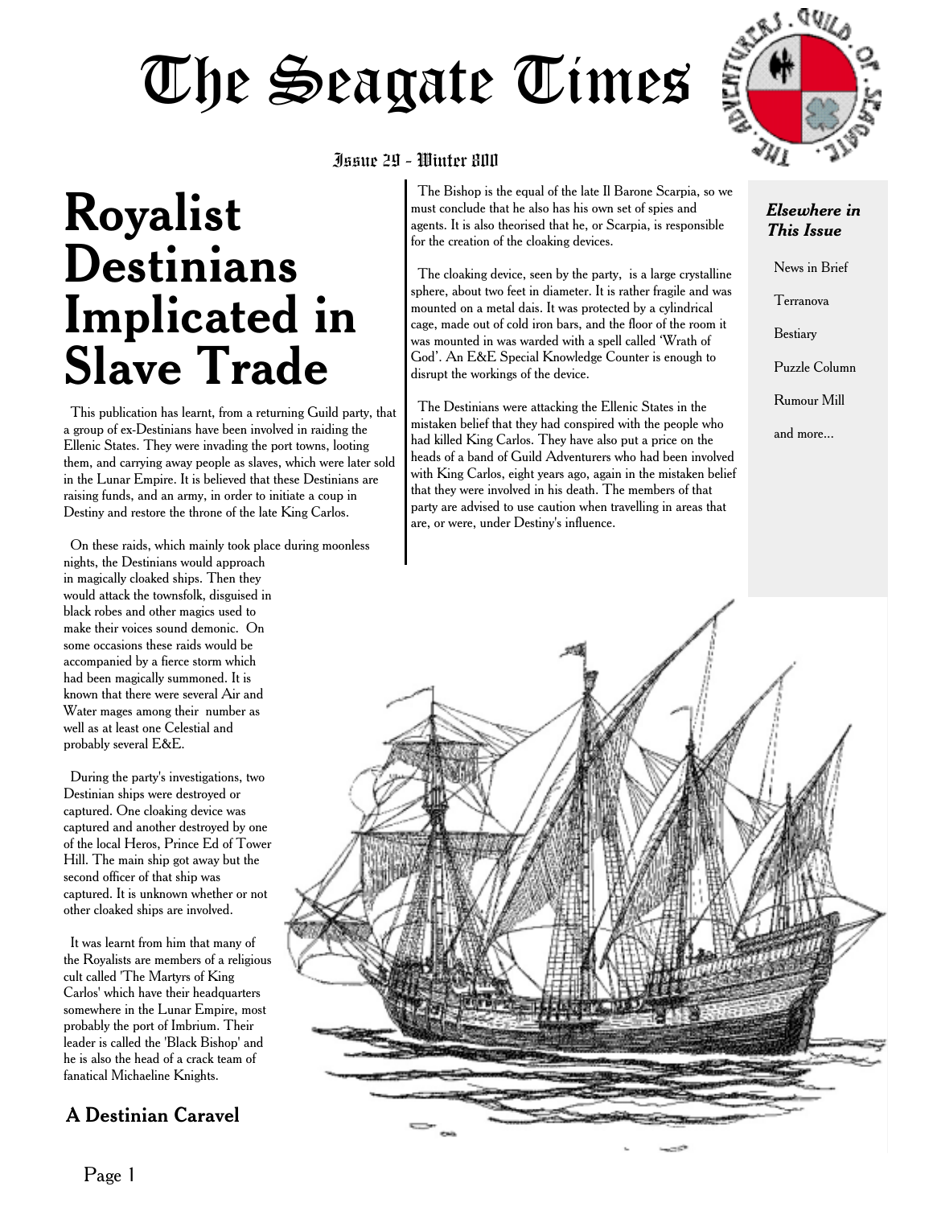# The Seagate Times

Issue 29 - Winter 800

## Royalist Destinians Implicated in Slave Trade

This publication has learnt, from a returning Guild party, that a group of ex-Destinians have been involved in raiding the Ellenic States. They were invading the port towns, looting them, and carrying away people as slaves, which were later sold in the Lunar Empire. It is believed that these Destinians are raising funds, and an army, in order to initiate a coup in Destiny and restore the throne of the late King Carlos.

On these raids, which mainly took place during moonless nights, the Destinians would approach in magically cloaked ships. Then they would attack the townsfolk, disguised in black robes and other magics used to make their voices sound demonic. On some occasions these raids would be accompanied by a fierce storm which had been magically summoned. It is known that there were several Air and Water mages among their number as well as at least one Celestial and probably several E&E.

During the party's investigations, two Destinian ships were destroyed or captured. One cloaking device was captured and another destroyed by one of the local Heros, Prince Ed of Tower Hill. The main ship got away but the second officer of that ship was captured. It is unknown whether or not other cloaked ships are involved.

It was learnt from him that many of the Royalists are members of a religious cult called 'The Martyrs of King Carlos' which have their headquarters somewhere in the Lunar Empire, most probably the port of Imbrium. Their leader is called the 'Black Bishop' and he is also the head of a crack team of fanatical Michaeline Knights.

The Bishop is the equal of the late Il Barone Scarpia, so we must conclude that he also has his own set of spies and agents. It is also theorised that he, or Scarpia, is responsible for the creation of the cloaking devices.

The cloaking device, seen by the party, is a large crystalline sphere, about two feet in diameter. It is rather fragile and was mounted on a metal dais. It was protected by a cylindrical cage, made out of cold iron bars, and the floor of the room it was mounted in was warded with a spell called 'Wrath of God'. An E&E Special Knowledge Counter is enough to disrupt the workings of the device.

The Destinians were attacking the Ellenic States in the mistaken belief that they had conspired with the people who had killed King Carlos. They have also put a price on the heads of a band of Guild Adventurers who had been involved with King Carlos, eight years ago, again in the mistaken belief that they were involved in his death. The members of that party are advised to use caution when travelling in areas that are, or were, under Destiny's influence.

**A Destinian Caravel**

### *Elsewhere in This Issue*

- News in Brief
- Terranova
- Bestiary
- Puzzle Column
- Rumour Mill
- and more...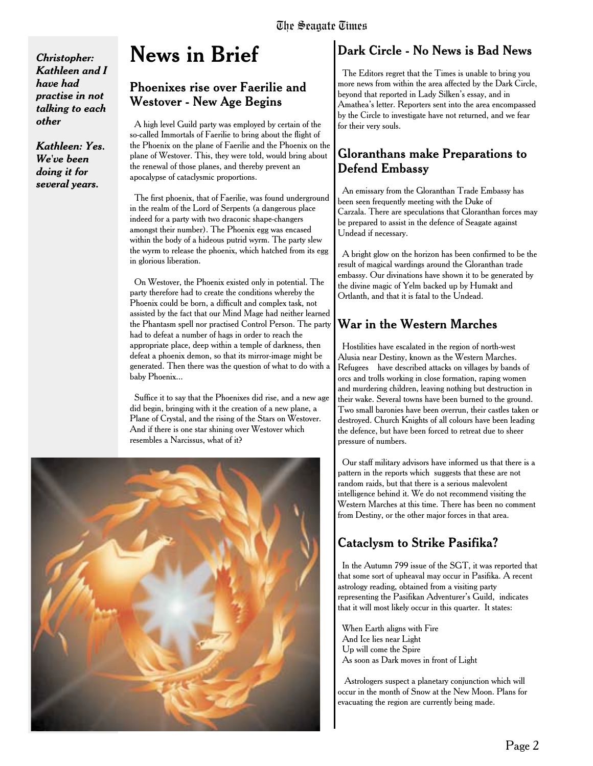*Christopher: Kathleen and I have had practise in not talking to each other*

*Kathleen: Yes. We've been doing it for several years.*

# News in Brief

## Phoenixes rise over Faerilie and Westover - New Age Begins

A high level Guild party was employed by certain of the so-called Immortals of Faerilie to bring about the flight of the Phoenix on the plane of Faerilie and the Phoenix on the plane of Westover. This, they were told, would bring about the renewal of those planes, and thereby prevent an apocalypse of cataclysmic proportions.

The first phoenix, that of Faerilie, was found underground in the realm of the Lord of Serpents (a dangerous place indeed for a party with two draconic shape-changers amongst their number). The Phoenix egg was encased within the body of a hideous putrid wyrm. The party slew the wyrm to release the phoenix, which hatched from its egg in glorious liberation.

On Westover, the Phoenix existed only in potential. The party therefore had to create the conditions whereby the Phoenix could be born, a difficult and complex task, not assisted by the fact that our Mind Mage had neither learned the Phantasm spell nor practised Control Person. The party had to defeat a number of hags in order to reach the appropriate place, deep within a temple of darkness, then defeat a phoenix demon, so that its mirror-image might be generated. Then there was the question of what to do with a baby Phoenix...

Suffice it to say that the Phoenixes did rise, and a new age did begin, bringing with it the creation of a new plane, a Plane of Crystal, and the rising of the Stars on Westover. And if there is one star shining over Westover which resembles a Narcissus, what of it?

## Dark Circle - No News is Bad News

The Editors regret that the Times is unable to bring you more news from within the area affected by the Dark Circle, beyond that reported in Lady Silken's essay, and in Amathea's letter. Reporters sent into the area encompassed by the Circle to investigate have not returned, and we fear for their very souls.

## Gloranthans make Preparations to Defend Embassy

An emissary from the Gloranthan Trade Embassy has been seen frequently meeting with the Duke of Carzala. There are speculations that Gloranthan forces may be prepared to assist in the defence of Seagate against Undead if necessary.

A bright glow on the horizon has been confirmed to be the result of magical wardings around the Gloranthan trade embassy. Our divinations have shown it to be generated by the divine magic of Yelm backed up by Humakt and Ortlanth, and that it is fatal to the Undead.

## War in the Western Marches

Hostilities have escalated in the region of north-west Alusia near Destiny, known as the Western Marches. Refugees have described attacks on villages by bands of orcs and trolls working in close formation, raping women and murdering children, leaving nothing but destruction in their wake. Several towns have been burned to the ground. Two small baronies have been overrun, their castles taken or destroyed. Church Knights of all colours have been leading the defence, but have been forced to retreat due to sheer pressure of numbers.

Our staff military advisors have informed us that there is a pattern in the reports which suggests that these are not random raids, but that there is a serious malevolent intelligence behind it. We do not recommend visiting the Western Marches at this time. There has been no comment from Destiny, or the other major forces in that area.

## Cataclysm to Strike Pasifika?

In the Autumn 799 issue of the SGT, it was reported that that some sort of upheaval may occur in Pasifika. A recent astrology reading, obtained from a visiting party representing the Pasifikan Adventurer's Guild, indicates that it will most likely occur in this quarter. It states:

When Earth aligns with Fire  
And Ice lies near Light  
Up will come the Spire  
As soon as Dark moves in front of Light

Astrologers suspect a planetary conjunction which will occur in the month of Snow at the New Moon. Plans for evacuating the region are currently being made.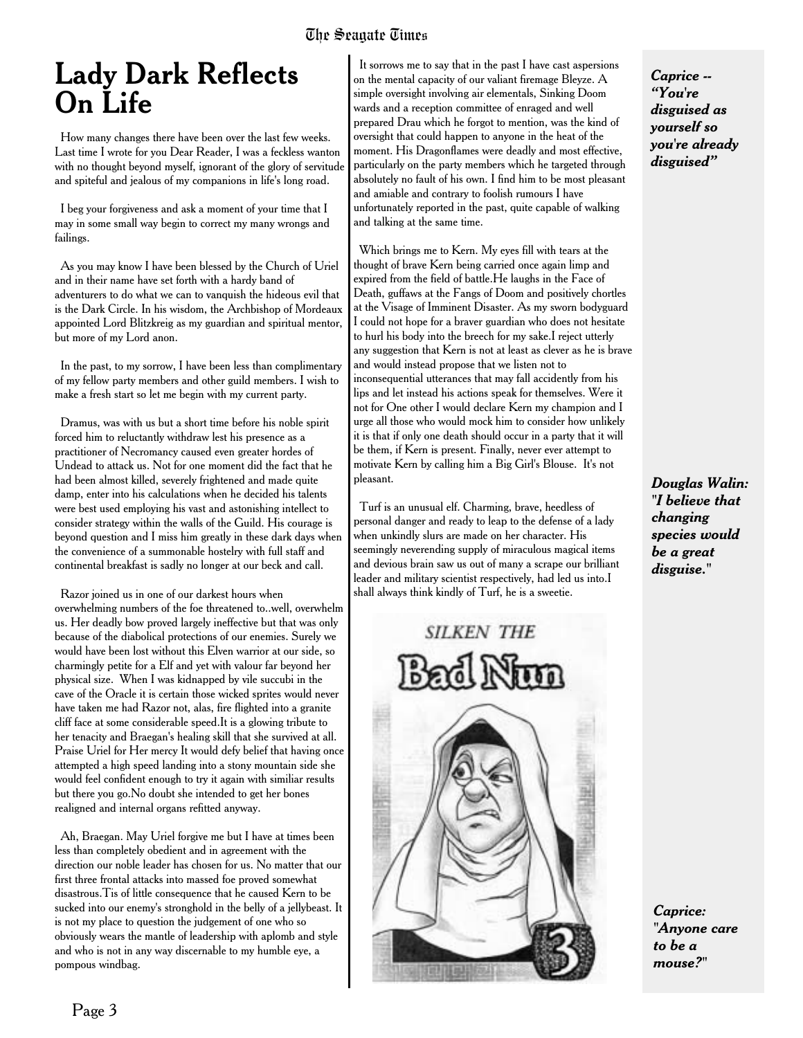# Lady Dark Reflects On Life

How many changes there have been over the last few weeks. Last time I wrote for you Dear Reader, I was a feckless wanton with no thought beyond myself, ignorant of the glory of servitude and spiteful and jealous of my companions in life's long road.

I beg your forgiveness and ask a moment of your time that I may in some small way begin to correct my many wrongs and failings.

As you may know I have been blessed by the Church of Uriel and in their name have set forth with a hardy band of adventurers to do what we can to vanquish the hideous evil that is the Dark Circle. In his wisdom, the Archbishop of Mordeaux appointed Lord Blitzkreig as my guardian and spiritual mentor, but more of my Lord anon.

In the past, to my sorrow, I have been less than complimentary of my fellow party members and other guild members. I wish to make a fresh start so let me begin with my current party.

Dramus, was with us but a short time before his noble spirit forced him to reluctantly withdraw lest his presence as a practitioner of Necromancy caused even greater hordes of Undead to attack us. Not for one moment did the fact that he had been almost killed, severely frightened and made quite damp, enter into his calculations when he decided his talents were best used employing his vast and astonishing intellect to consider strategy within the walls of the Guild. His courage is beyond question and I miss him greatly in these dark days when the convenience of a summonable hostelry with full staff and continental breakfast is sadly no longer at our beck and call.

Razor joined us in one of our darkest hours when overwhelming numbers of the foe threatened to..well, overwhelm us. Her deadly bow proved largely ineffective but that was only because of the diabolical protections of our enemies. Surely we would have been lost without this Elven warrior at our side, so charmingly petite for a Elf and yet with valour far beyond her physical size. When I was kidnapped by vile succubi in the cave of the Oracle it is certain those wicked sprites would never have taken me had Razor not, alas, fire flighted into a granite cliff face at some considerable speed.It is a glowing tribute to her tenacity and Braegan's healing skill that she survived at all. Praise Uriel for Her mercy It would defy belief that having once attempted a high speed landing into a stony mountain side she would feel confident enough to try it again with similiar results but there you go.No doubt she intended to get her bones realigned and internal organs refitted anyway.

Ah, Braegan. May Uriel forgive me but I have at times been less than completely obedient and in agreement with the direction our noble leader has chosen for us. No matter that our first three frontal attacks into massed foe proved somewhat disastrous.Tis of little consequence that he caused Kern to be sucked into our enemy's stronghold in the belly of a jellybeast. It is not my place to question the judgement of one who so obviously wears the mantle of leadership with aplomb and style and who is not in any way discernable to my humble eye, a pompous windbag.

It sorrows me to say that in the past I have cast aspersions on the mental capacity of our valiant firemage Bleyze. A simple oversight involving air elementals, Sinking Doom wards and a reception committee of enraged and well prepared Drau which he forgot to mention, was the kind of oversight that could happen to anyone in the heat of the moment. His Dragonflames were deadly and most effective, particularly on the party members which he targeted through absolutely no fault of his own. I find him to be most pleasant and amiable and contrary to foolish rumours I have unfortunately reported in the past, quite capable of walking and talking at the same time.

Which brings me to Kern. My eyes fill with tears at the thought of brave Kern being carried once again limp and expired from the field of battle.He laughs in the Face of Death, guffaws at the Fangs of Doom and positively chortles at the Visage of Imminent Disaster. As my sworn bodyguard I could not hope for a braver guardian who does not hesitate to hurl his body into the breech for my sake.I reject utterly any suggestion that Kern is not at least as clever as he is brave and would instead propose that we listen not to inconsequential utterances that may fall accidently from his lips and let instead his actions speak for themselves. Were it not for One other I would declare Kern my champion and I urge all those who would mock him to consider how unlikely it is that if only one death should occur in a party that it will be them, if Kern is present. Finally, never ever attempt to motivate Kern by calling him a Big Girl's Blouse. It's not pleasant.

Turf is an unusual elf. Charming, brave, heedless of personal danger and ready to leap to the defense of a lady when unkindly slurs are made on her character. His seemingly neverending supply of miraculous magical items and devious brain saw us out of many a scrape our brilliant leader and military scientist respectively, had led us into.I shall always think kindly of Turf, he is a sweetie.

SILKEN THE
Bad Nun
3

***Caprice -- "You're disguised as yourself so you're already disguised"***

***Douglas Walin: "I believe that changing species would be a great disguise."***

***Caprice: "Anyone care to be a mouse?"***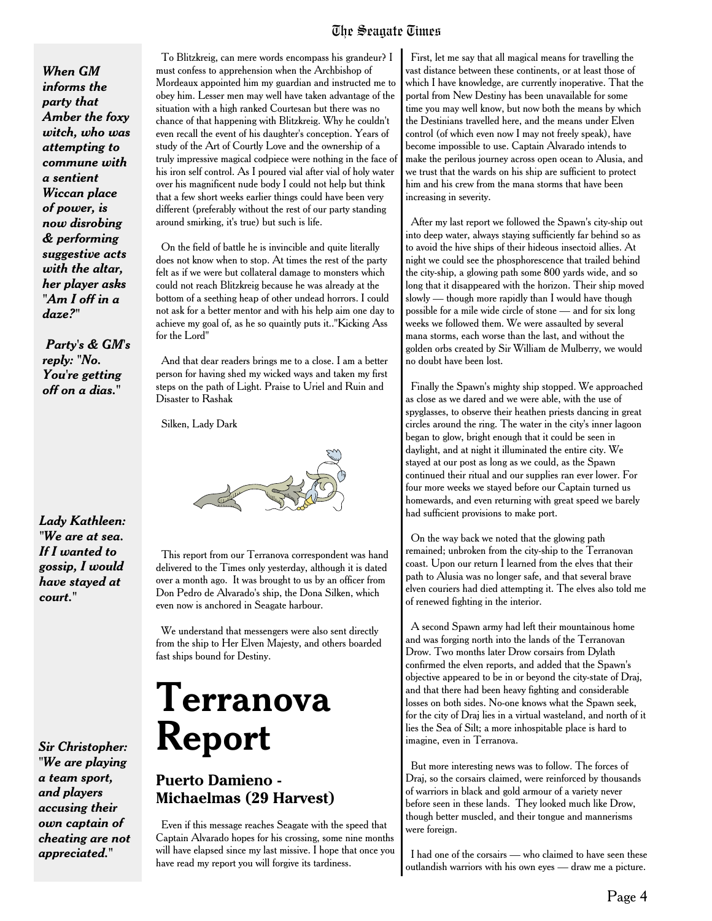*When GM informs the party that Amber the foxy witch, who was attempting to commune with a sentient Wiccan place of power, is now disrobing & performing suggestive acts with the altar, her player asks "Am I off in a daze?"*

*Party's & GM's reply: "No. You're getting off on a dias."*

*Lady Kathleen: "We are at sea. If I wanted to gossip, I would have stayed at court."*

*Sir Christopher: "We are playing a team sport, and players accusing their own captain of cheating are not appreciated."*

To Blitzkreig, can mere words encompass his grandeur? I must confess to apprehension when the Archbishop of Mordeaux appointed him my guardian and instructed me to obey him. Lesser men may well have taken advantage of the situation with a high ranked Courtesan but there was no chance of that happening with Blitzkreig. Why he couldn't even recall the event of his daughter's conception. Years of study of the Art of Courtly Love and the ownership of a truly impressive magical codpiece were nothing in the face of his iron self control. As I poured vial after vial of holy water over his magnificent nude body I could not help but think that a few short weeks earlier things could have been very different (preferably without the rest of our party standing around smirking, it's true) but such is life.

On the field of battle he is invincible and quite literally does not know when to stop. At times the rest of the party felt as if we were but collateral damage to monsters which could not reach Blitzkreig because he was already at the bottom of a seething heap of other undead horrors. I could not ask for a better mentor and with his help aim one day to achieve my goal of, as he so quaintly puts it.."Kicking Ass for the Lord"

And that dear readers brings me to a close. I am a better person for having shed my wicked ways and taken my first steps on the path of Light. Praise to Uriel and Ruin and Disaster to Rashak

Silken, Lady Dark

This report from our Terranova correspondent was hand delivered to the Times only yesterday, although it is dated over a month ago. It was brought to us by an officer from Don Pedro de Alvarado's ship, the Dona Silken, which even now is anchored in Seagate harbour.

We understand that messengers were also sent directly from the ship to Her Elven Majesty, and others boarded fast ships bound for Destiny.

# Terranova Report

## Puerto Damieno - Michaelmas (29 Harvest)

Even if this message reaches Seagate with the speed that Captain Alvarado hopes for his crossing, some nine months will have elapsed since my last missive. I hope that once you have read my report you will forgive its tardiness.

First, let me say that all magical means for travelling the vast distance between these continents, or at least those of which I have knowledge, are currently inoperative. That the portal from New Destiny has been unavailable for some time you may well know, but now both the means by which the Destinians travelled here, and the means under Elven control (of which even now I may not freely speak), have become impossible to use. Captain Alvarado intends to make the perilous journey across open ocean to Alusia, and we trust that the wards on his ship are sufficient to protect him and his crew from the mana storms that have been increasing in severity.

After my last report we followed the Spawn's city-ship out into deep water, always staying sufficiently far behind so as to avoid the hive ships of their hideous insectoid allies. At night we could see the phosphorescence that trailed behind the city-ship, a glowing path some 800 yards wide, and so long that it disappeared with the horizon. Their ship moved slowly — though more rapidly than I would have though possible for a mile wide circle of stone — and for six long weeks we followed them. We were assaulted by several mana storms, each worse than the last, and without the golden orbs created by Sir William de Mulberry, we would no doubt have been lost.

Finally the Spawn's mighty ship stopped. We approached as close as we dared and we were able, with the use of spyglasses, to observe their heathen priests dancing in great circles around the ring. The water in the city's inner lagoon began to glow, bright enough that it could be seen in daylight, and at night it illuminated the entire city. We stayed at our post as long as we could, as the Spawn continued their ritual and our supplies ran ever lower. For four more weeks we stayed before our Captain turned us homewards, and even returning with great speed we barely had sufficient provisions to make port.

On the way back we noted that the glowing path remained; unbroken from the city-ship to the Terranovan coast. Upon our return I learned from the elves that their path to Alusia was no longer safe, and that several brave elven couriers had died attempting it. The elves also told me of renewed fighting in the interior.

A second Spawn army had left their mountainous home and was forging north into the lands of the Terranovan Drow. Two months later Drow corsairs from Dylath confirmed the elven reports, and added that the Spawn's objective appeared to be in or beyond the city-state of Draj, and that there had been heavy fighting and considerable losses on both sides. No-one knows what the Spawn seek, for the city of Draj lies in a virtual wasteland, and north of it lies the Sea of Silt; a more inhospitable place is hard to imagine, even in Terranova.

But more interesting news was to follow. The forces of Draj, so the corsairs claimed, were reinforced by thousands of warriors in black and gold armour of a variety never before seen in these lands. They looked much like Drow, though better muscled, and their tongue and mannerisms were foreign.

I had one of the corsairs — who claimed to have seen these outlandish warriors with his own eyes — draw me a picture.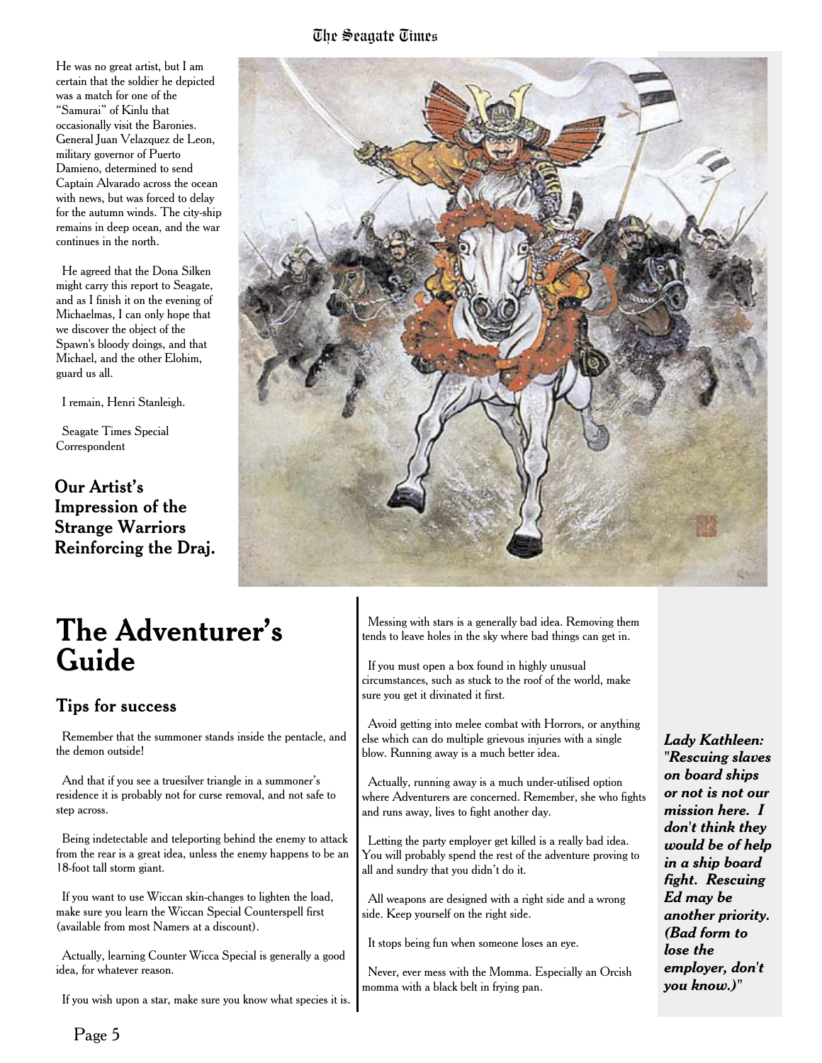He was no great artist, but I am certain that the soldier he depicted was a match for one of the "Samurai" of Kinlu that occasionally visit the Baronies. General Juan Velazquez de Leon, military governor of Puerto Damieno, determined to send Captain Alvarado across the ocean with news, but was forced to delay for the autumn winds. The city-ship remains in deep ocean, and the war continues in the north.

He agreed that the Dona Silken might carry this report to Seagate, and as I finish it on the evening of Michaelmas, I can only hope that we discover the object of the Spawn's bloody doings, and that Michael, and the other Elohim, guard us all.

I remain, Henri Stanleigh.

Seagate Times Special Correspondent

**Our Artist's Impression of the Strange Warriors Reinforcing the Draj.**

# The Adventurer's Guide

## Tips for success

Remember that the summoner stands inside the pentacle, and the demon outside!

And that if you see a truesilver triangle in a summoner's residence it is probably not for curse removal, and not safe to step across.

Being indetectable and teleporting behind the enemy to attack from the rear is a great idea, unless the enemy happens to be an 18-foot tall storm giant.

If you want to use Wiccan skin-changes to lighten the load, make sure you learn the Wiccan Special Counterspell first (available from most Namers at a discount).

Actually, learning Counter Wicca Special is generally a good idea, for whatever reason.

If you wish upon a star, make sure you know what species it is.

Messing with stars is a generally bad idea. Removing them tends to leave holes in the sky where bad things can get in.

If you must open a box found in highly unusual circumstances, such as stuck to the roof of the world, make sure you get it divinated it first.

Avoid getting into melee combat with Horrors, or anything else which can do multiple grievous injuries with a single blow. Running away is a much better idea.

Actually, running away is a much under-utilised option where Adventurers are concerned. Remember, she who fights and runs away, lives to fight another day.

Letting the party employer get killed is a really bad idea. You will probably spend the rest of the adventure proving to all and sundry that you didn't do it.

All weapons are designed with a right side and a wrong side. Keep yourself on the right side.

It stops being fun when someone loses an eye.

Never, ever mess with the Momma. Especially an Orcish momma with a black belt in frying pan.

***Lady Kathleen: "Rescuing slaves on board ships or not is not our mission here. I don't think they would be of help in a ship board fight. Rescuing Ed may be another priority. (Bad form to lose the employer, don't you know.)"***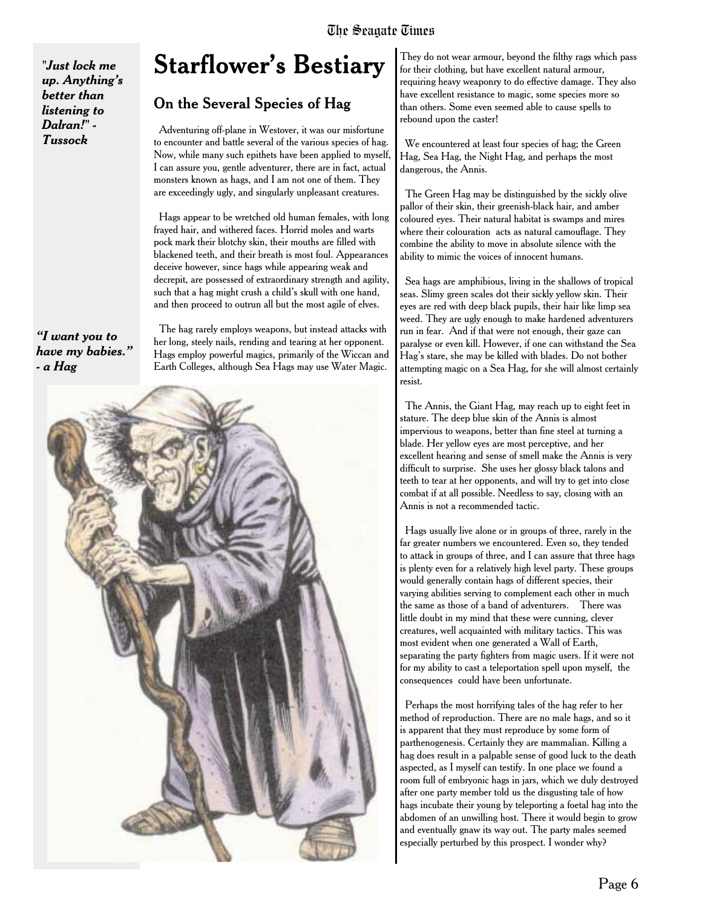*"Just lock me up. Anything's better than listening to Dalran!" - Tussock*

*"I want you to have my babies." - a Hag*

# Starflower's Bestiary

## On the Several Species of Hag

Adventuring off-plane in Westover, it was our misfortune to encounter and battle several of the various species of hag. Now, while many such epithets have been applied to myself, I can assure you, gentle adventurer, there are in fact, actual monsters known as hags, and I am not one of them. They are exceedingly ugly, and singularly unpleasant creatures.

Hags appear to be wretched old human females, with long frayed hair, and withered faces. Horrid moles and warts pock mark their blotchy skin, their mouths are filled with blackened teeth, and their breath is most foul. Appearances deceive however, since hags while appearing weak and decrepit, are possessed of extraordinary strength and agility, such that a hag might crush a child's skull with one hand, and then proceed to outrun all but the most agile of elves.

The hag rarely employs weapons, but instead attacks with her long, steely nails, rending and tearing at her opponent. Hags employ powerful magics, primarily of the Wiccan and Earth Colleges, although Sea Hags may use Water Magic. They do not wear armour, beyond the filthy rags which pass for their clothing, but have excellent natural armour, requiring heavy weaponry to do effective damage. They also have excellent resistance to magic, some species more so than others. Some even seemed able to cause spells to rebound upon the caster!

We encountered at least four species of hag; the Green Hag, Sea Hag, the Night Hag, and perhaps the most dangerous, the Annis.

The Green Hag may be distinguished by the sickly olive pallor of their skin, their greenish-black hair, and amber coloured eyes. Their natural habitat is swamps and mires where their colouration acts as natural camouflage. They combine the ability to move in absolute silence with the ability to mimic the voices of innocent humans.

Sea hags are amphibious, living in the shallows of tropical seas. Slimy green scales dot their sickly yellow skin. Their eyes are red with deep black pupils, their hair like limp sea weed. They are ugly enough to make hardened adventurers run in fear. And if that were not enough, their gaze can paralyse or even kill. However, if one can withstand the Sea Hag's stare, she may be killed with blades. Do not bother attempting magic on a Sea Hag, for she will almost certainly resist.

The Annis, the Giant Hag, may reach up to eight feet in stature. The deep blue skin of the Annis is almost impervious to weapons, better than fine steel at turning a blade. Her yellow eyes are most perceptive, and her excellent hearing and sense of smell make the Annis is very difficult to surprise. She uses her glossy black talons and teeth to tear at her opponents, and will try to get into close combat if at all possible. Needless to say, closing with an Annis is not a recommended tactic.

Hags usually live alone or in groups of three, rarely in the far greater numbers we encountered. Even so, they tended to attack in groups of three, and I can assure that three hags is plenty even for a relatively high level party. These groups would generally contain hags of different species, their varying abilities serving to complement each other in much the same as those of a band of adventurers. There was little doubt in my mind that these were cunning, clever creatures, well acquainted with military tactics. This was most evident when one generated a Wall of Earth, separating the party fighters from magic users. If it were not for my ability to cast a teleportation spell upon myself, the consequences could have been unfortunate.

Perhaps the most horrifying tales of the hag refer to her method of reproduction. There are no male hags, and so it is apparent that they must reproduce by some form of parthenogenesis. Certainly they are mammalian. Killing a hag does result in a palpable sense of good luck to the death aspected, as I myself can testify. In one place we found a room full of embryonic hags in jars, which we duly destroyed after one party member told us the disgusting tale of how hags incubate their young by teleporting a foetal hag into the abdomen of an unwilling host. There it would begin to grow and eventually gnaw its way out. The party males seemed especially perturbed by this prospect. I wonder why?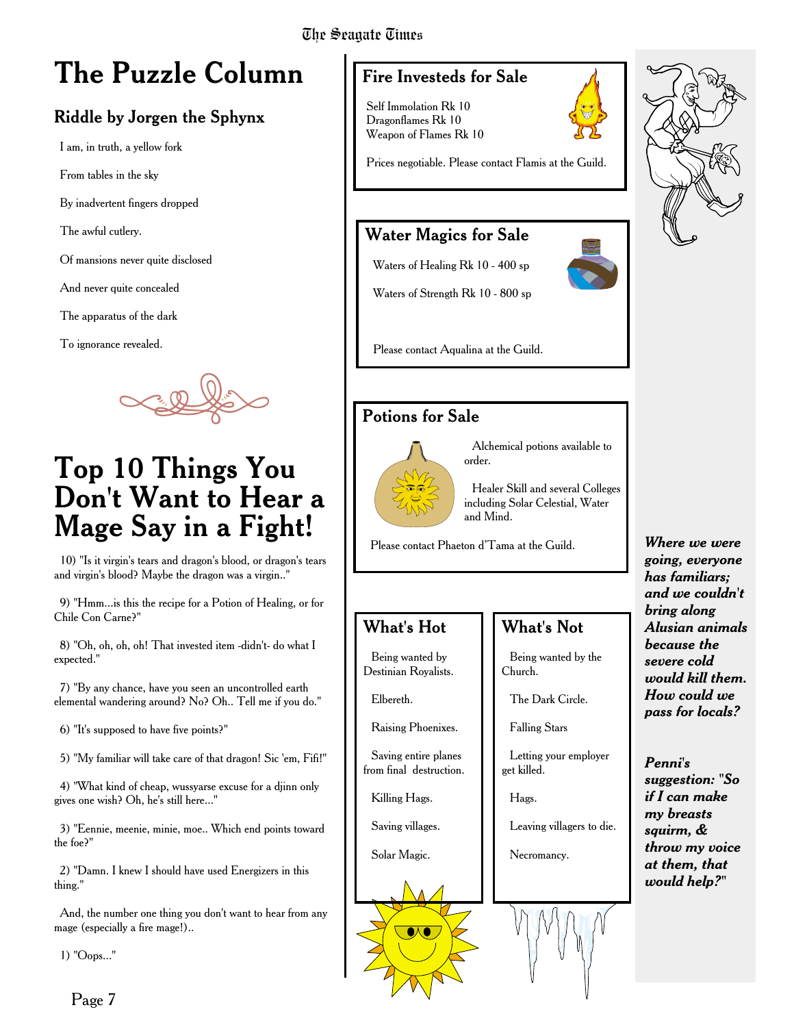# The Puzzle Column

## Riddle by Jorgen the Sphynx

I am, in truth, a yellow fork

From tables in the sky

By inadvertent fingers dropped

The awful cutlery.

Of mansions never quite disclosed

And never quite concealed

The apparatus of the dark

To ignorance revealed.

# Top 10 Things You Don't Want to Hear a Mage Say in a Fight!

10) "Is it virgin's tears and dragon's blood, or dragon's tears and virgin's blood? Maybe the dragon was a virgin.."

9) "Hmm...is this the recipe for a Potion of Healing, or for Chile Con Carne?"

8) "Oh, oh, oh, oh! That invested item -didn't- do what I expected."

7) "By any chance, have you seen an uncontrolled earth elemental wandering around? No? Oh.. Tell me if you do."

6) "It's supposed to have five points?"

5) "My familiar will take care of that dragon! Sic 'em, Fifi!"

4) "What kind of cheap, wussyarse excuse for a djinn only gives one wish? Oh, he's still here..."

3) "Eennie, meenie, minie, moe.. Which end points toward the foe?"

2) "Damn. I knew I should have used Energizers in this thing."

And, the number one thing you don't want to hear from any mage (especially a fire mage!)..

1) "Oops..."

## Fire Investeds for Sale

Self Immolation Rk 10
Dragonflames Rk 10
Weapon of Flames Rk 10

Prices negotiable. Please contact Flamis at the Guild.

## Water Magics for Sale

Waters of Healing Rk 10 - 400 sp

Waters of Strength Rk 10 - 800 sp

Please contact Aqualina at the Guild.

## Potions for Sale

Alchemical potions available to order.

Healer Skill and several Colleges including Solar Celestial, Water and Mind.

Please contact Phaeton d'Tama at the Guild.

## What's Hot

Being wanted by Destinian Royalists.

Elbereth.

Raising Phoenixes.

Saving entire planes from final destruction.

Killing Hags.

Saving villages.

Solar Magic.

## What's Not

Being wanted by the Church.

The Dark Circle.

Falling Stars

Letting your employer get killed.

Hags.

Leaving villagers to die.

Necromancy.

***Where we were going, everyone has familiars; and we couldn't bring along Alusian animals because the severe cold would kill them. How could we pass for locals?***

***Penni's suggestion: "So if I can make my breasts squirm, & throw my voice at them, that would help?"***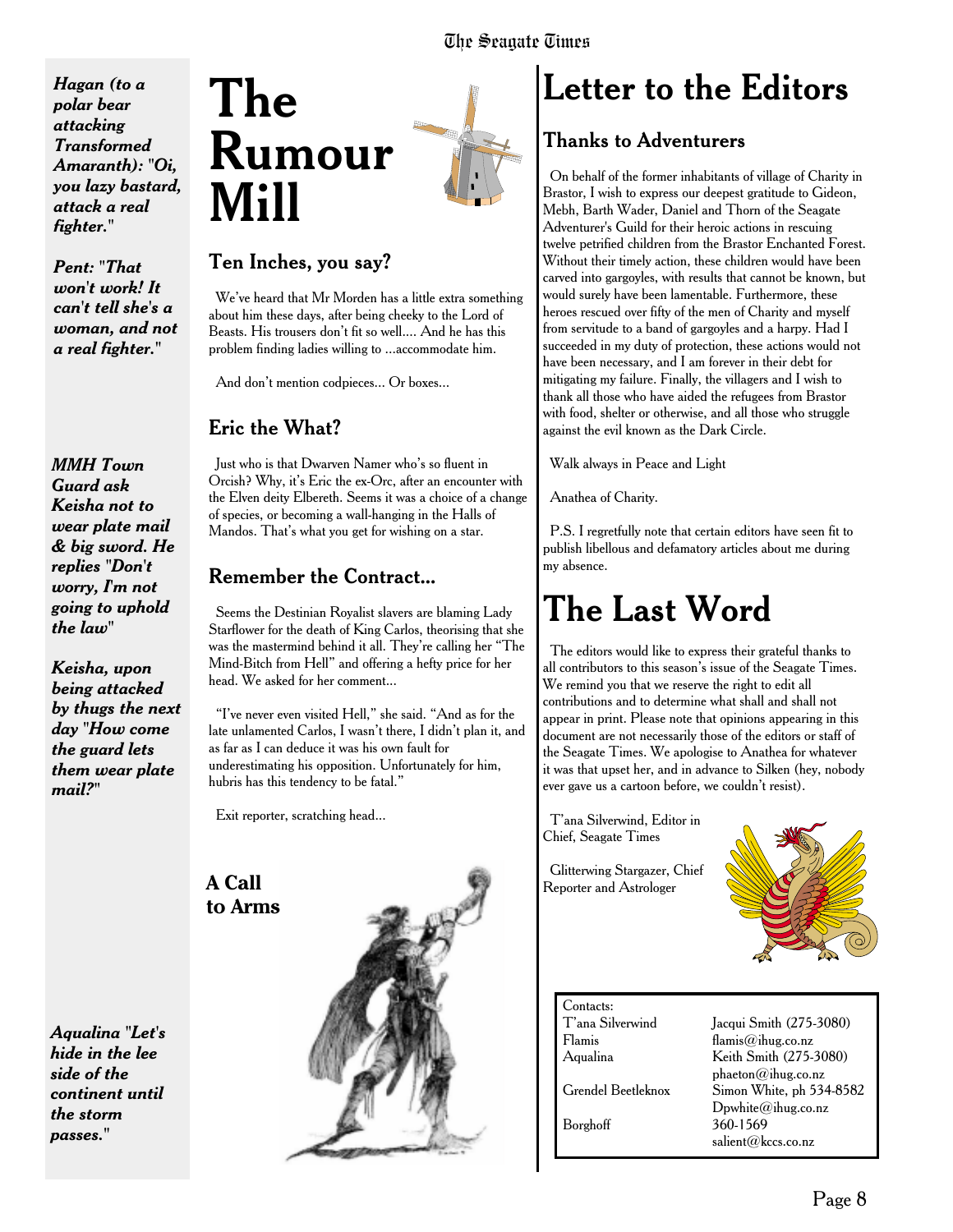*Hagan (to a polar bear attacking Transformed Amaranth): "Oi, you lazy bastard, attack a real fighter."*

*Pent: "That won't work! It can't tell she's a woman, and not a real fighter."*

*MMH Town Guard ask Keisha not to wear plate mail & big sword. He replies "Don't worry, I'm not going to uphold the law"*

*Keisha, upon being attacked by thugs the next day "How come the guard lets them wear plate mail?"*

*Aqualina "Let's hide in the lee side of the continent until the storm passes."*

# The Rumour Mill

## Ten Inches, you say?

We've heard that Mr Morden has a little extra something about him these days, after being cheeky to the Lord of Beasts. His trousers don't fit so well.... And he has this problem finding ladies willing to ...accommodate him.

And don't mention codpieces... Or boxes...

## Eric the What?

Just who is that Dwarven Namer who's so fluent in Orcish? Why, it's Eric the ex-Orc, after an encounter with the Elven deity Elbereth. Seems it was a choice of a change of species, or becoming a wall-hanging in the Halls of Mandos. That's what you get for wishing on a star.

## Remember the Contract...

Seems the Destinian Royalist slavers are blaming Lady Starflower for the death of King Carlos, theorising that she was the mastermind behind it all. They're calling her "The Mind-Bitch from Hell" and offering a hefty price for her head. We asked for her comment...

"I've never even visited Hell," she said. "And as for the late unlamented Carlos, I wasn't there, I didn't plan it, and as far as I can deduce it was his own fault for underestimating his opposition. Unfortunately for him, hubris has this tendency to be fatal."

Exit reporter, scratching head...

## A Call to Arms

# Letter to the Editors

## Thanks to Adventurers

On behalf of the former inhabitants of village of Charity in Brastor, I wish to express our deepest gratitude to Gideon, Mebh, Barth Wader, Daniel and Thorn of the Seagate Adventurer's Guild for their heroic actions in rescuing twelve petrified children from the Brastor Enchanted Forest. Without their timely action, these children would have been carved into gargoyles, with results that cannot be known, but would surely have been lamentable. Furthermore, these heroes rescued over fifty of the men of Charity and myself from servitude to a band of gargoyles and a harpy. Had I succeeded in my duty of protection, these actions would not have been necessary, and I am forever in their debt for mitigating my failure. Finally, the villagers and I wish to thank all those who have aided the refugees from Brastor with food, shelter or otherwise, and all those who struggle against the evil known as the Dark Circle.

Walk always in Peace and Light

Anathea of Charity.

P.S. I regretfully note that certain editors have seen fit to publish libellous and defamatory articles about me during my absence.

# The Last Word

The editors would like to express their grateful thanks to all contributors to this season's issue of the Seagate Times. We remind you that we reserve the right to edit all contributions and to determine what shall and shall not appear in print. Please note that opinions appearing in this document are not necessarily those of the editors or staff of the Seagate Times. We apologise to Anathea for whatever it was that upset her, and in advance to Silken (hey, nobody ever gave us a cartoon before, we couldn't resist).

T'ana Silverwind, Editor in Chief, Seagate Times

Glitterwing Stargazer, Chief Reporter and Astrologer

Contacts:

| | |
|---|---|
| T'ana Silverwind | Jacqui Smith (275-3080) |
| Flamis | flamis@ihug.co.nz |
| Aqualina | Keith Smith (275-3080) phaeton@ihug.co.nz |
| Grendel Beetleknox | Simon White, ph 534-8582 Dpwhite@ihug.co.nz |
| Borghoff | 360-1569 salient@kccs.co.nz |